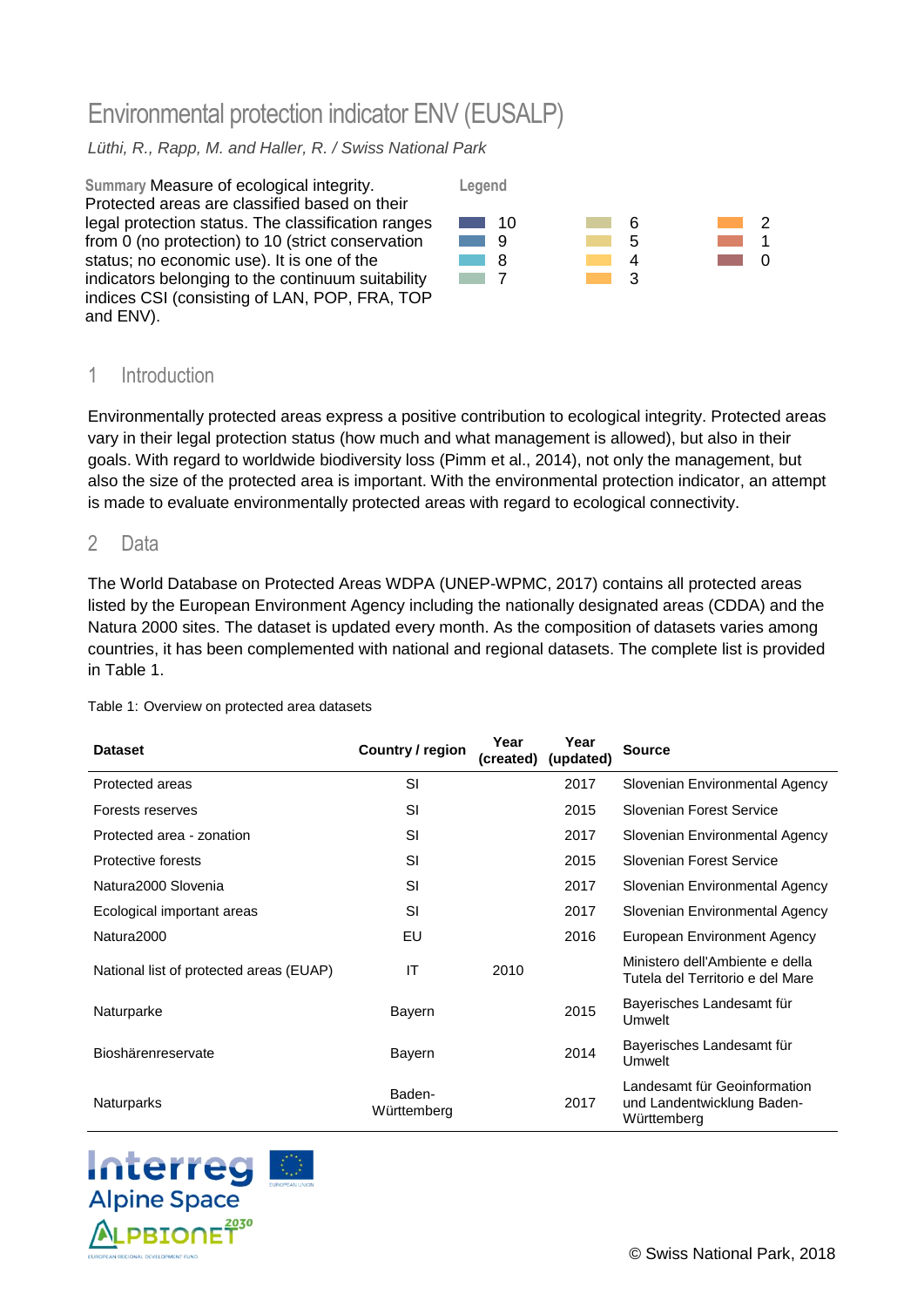# Environmental protection indicator ENV (EUSALP)

*Lüthi, R., Rapp, M. and Haller, R. / Swiss National Park*

**Summary** Measure of ecological integrity. Protected areas are classified based on their legal protection status. The classification ranges from 0 (no protection) to 10 (strict conservation status; no economic use). It is one of the indicators belonging to the continuum suitability indices CSI (consisting of LAN, POP, FRA, TOP and ENV).

**Legend**

10, 9, 8, 7, 6, 5, 4, 3, 2, 1, 0

## 1 Introduction

Environmentally protected areas express a positive contribution to ecological integrity. Protected areas vary in their legal protection status (how much and what management is allowed), but also in their goals. With regard to worldwide biodiversity loss (Pimm et al., 2014), not only the management, but also the size of the protected area is important. With the environmental protection indicator, an attempt is made to evaluate environmentally protected areas with regard to ecological connectivity.

## 2 Data

The World Database on Protected Areas WDPA (UNEP-WPMC, 2017) contains all protected areas listed by the European Environment Agency including the nationally designated areas (CDDA) and the Natura 2000 sites. The dataset is updated every month. As the composition of datasets varies among countries, it has been complemented with national and regional datasets. The complete list is provided in Table 1.

Table 1: Overview on protected area datasets

| Dataset | Country / region | Year (created) | Year (updated) | Source |
|---|---|---|---|---|
| Protected areas | SI | | 2017 | Slovenian Environmental Agency |
| Forests reserves | SI | | 2015 | Slovenian Forest Service |
| Protected area - zonation | SI | | 2017 | Slovenian Environmental Agency |
| Protective forests | SI | | 2015 | Slovenian Forest Service |
| Natura2000 Slovenia | SI | | 2017 | Slovenian Environmental Agency |
| Ecological important areas | SI | | 2017 | Slovenian Environmental Agency |
| Natura2000 | EU | | 2016 | European Environment Agency |
| National list of protected areas (EUAP) | IT | 2010 | | Ministero dell'Ambiente e della Tutela del Territorio e del Mare |
| Naturparke | Bayern | | 2015 | Bayerisches Landesamt für Umwelt |
| Bioshärenreservate | Bayern | | 2014 | Bayerisches Landesamt für Umwelt |
| Naturparks | Baden-Württemberg | | 2017 | Landesamt für Geoinformation und Landentwicklung Baden-Württemberg |

© Swiss National Park, 2018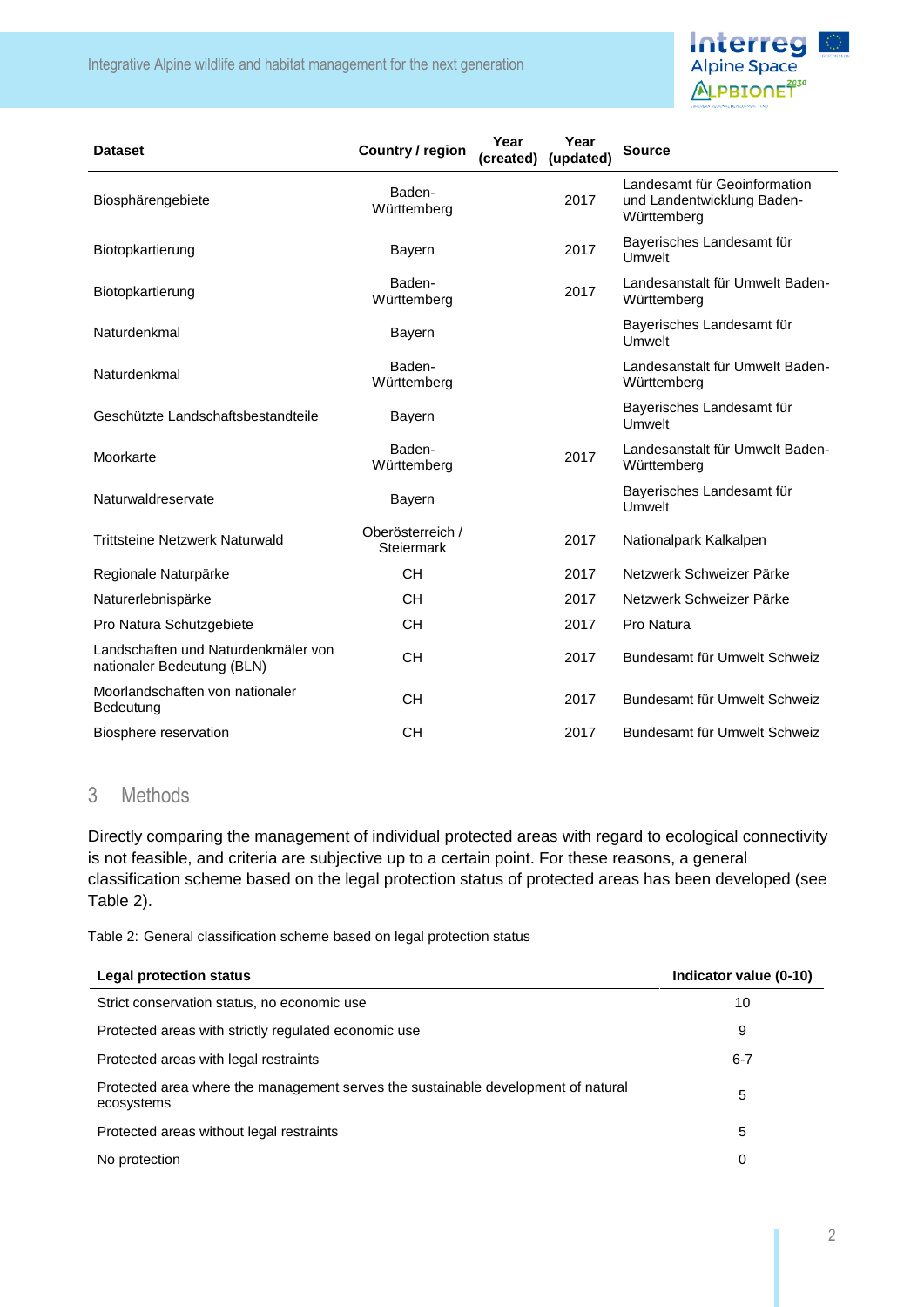| Dataset | Country / region | Year (created) | Year (updated) | Source |
|---|---|---|---|---|
| Biosphärengebiete | Baden-Württemberg | | 2017 | Landesamt für Geoinformation und Landentwicklung Baden-Württemberg |
| Biotopkartierung | Bayern | | 2017 | Bayerisches Landesamt für Umwelt |
| Biotopkartierung | Baden-Württemberg | | 2017 | Landesanstalt für Umwelt Baden-Württemberg |
| Naturdenkmal | Bayern | | | Bayerisches Landesamt für Umwelt |
| Naturdenkmal | Baden-Württemberg | | | Landesanstalt für Umwelt Baden-Württemberg |
| Geschützte Landschaftsbestandteile | Bayern | | | Bayerisches Landesamt für Umwelt |
| Moorkarte | Baden-Württemberg | | 2017 | Landesanstalt für Umwelt Baden-Württemberg |
| Naturwaldreservate | Bayern | | | Bayerisches Landesamt für Umwelt |
| Trittsteine Netzwerk Naturwald | Oberösterreich / Steiermark | | 2017 | Nationalpark Kalkalpen |
| Regionale Naturpärke | CH | | 2017 | Netzwerk Schweizer Pärke |
| Naturerlebnispärke | CH | | 2017 | Netzwerk Schweizer Pärke |
| Pro Natura Schutzgebiete | CH | | 2017 | Pro Natura |
| Landschaften und Naturdenkmäler von nationaler Bedeutung (BLN) | CH | | 2017 | Bundesamt für Umwelt Schweiz |
| Moorlandschaften von nationaler Bedeutung | CH | | 2017 | Bundesamt für Umwelt Schweiz |
| Biosphere reservation | CH | | 2017 | Bundesamt für Umwelt Schweiz |

## 3 Methods

Directly comparing the management of individual protected areas with regard to ecological connectivity is not feasible, and criteria are subjective up to a certain point. For these reasons, a general classification scheme based on the legal protection status of protected areas has been developed (see Table 2).

Table 2: General classification scheme based on legal protection status

| Legal protection status | Indicator value (0-10) |
|---|---|
| Strict conservation status, no economic use | 10 |
| Protected areas with strictly regulated economic use | 9 |
| Protected areas with legal restraints | 6-7 |
| Protected area where the management serves the sustainable development of natural ecosystems | 5 |
| Protected areas without legal restraints | 5 |
| No protection | 0 |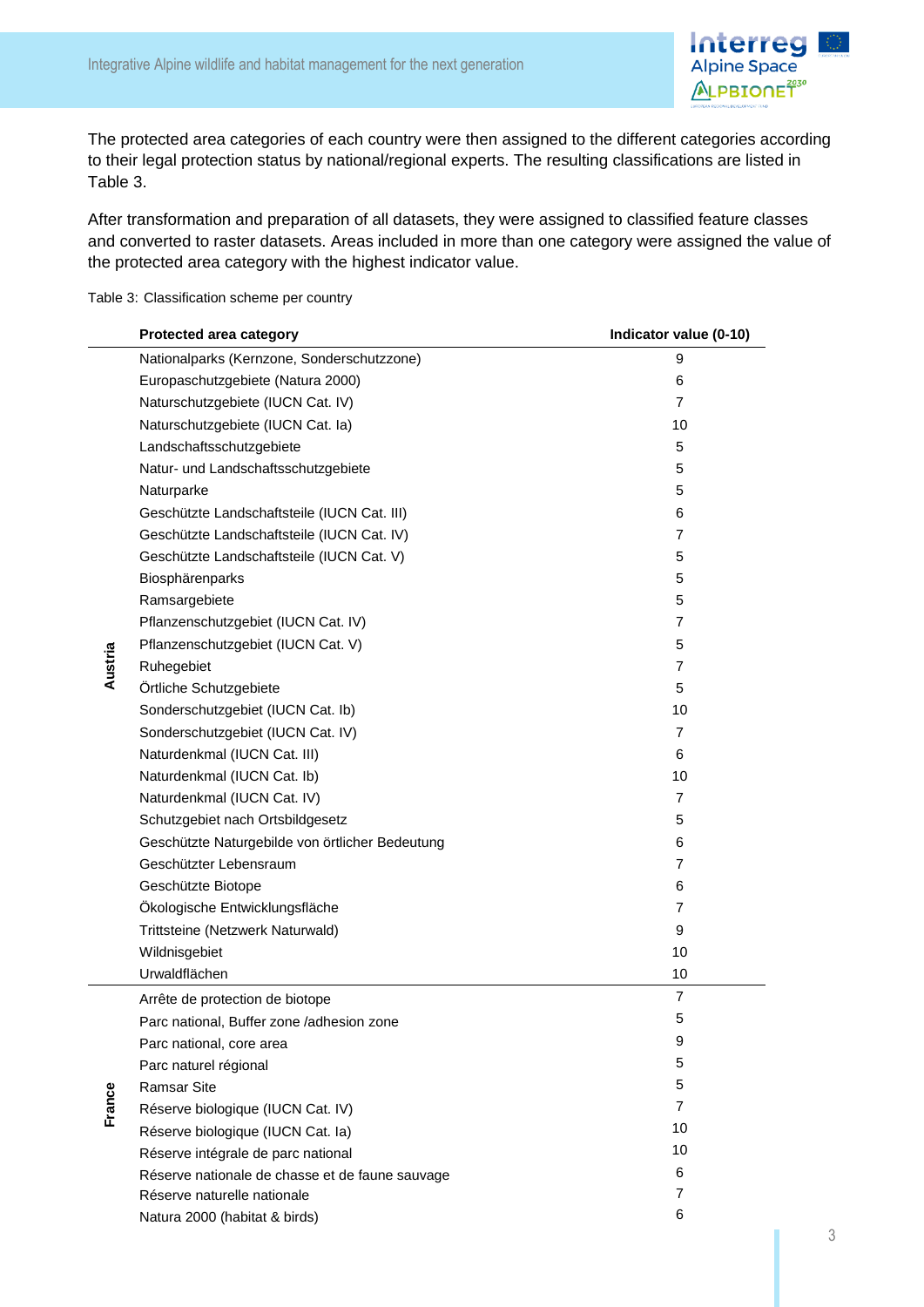The protected area categories of each country were then assigned to the different categories according to their legal protection status by national/regional experts. The resulting classifications are listed in Table 3.

After transformation and preparation of all datasets, they were assigned to classified feature classes and converted to raster datasets. Areas included in more than one category were assigned the value of the protected area category with the highest indicator value.

Table 3: Classification scheme per country

| | Protected area category | Indicator value (0-10) |
|---|---|---|
| Austria | Nationalparks (Kernzone, Sonderschutzzone) | 9 |
| | Europaschutzgebiete (Natura 2000) | 6 |
| | Naturschutzgebiete (IUCN Cat. IV) | 7 |
| | Naturschutzgebiete (IUCN Cat. Ia) | 10 |
| | Landschaftsschutzgebiete | 5 |
| | Natur- und Landschaftsschutzgebiete | 5 |
| | Naturparke | 5 |
| | Geschützte Landschaftsteile (IUCN Cat. III) | 6 |
| | Geschützte Landschaftsteile (IUCN Cat. IV) | 7 |
| | Geschützte Landschaftsteile (IUCN Cat. V) | 5 |
| | Biosphärenparks | 5 |
| | Ramsargebiete | 5 |
| | Pflanzenschutzgebiet (IUCN Cat. IV) | 7 |
| | Pflanzenschutzgebiet (IUCN Cat. V) | 5 |
| | Ruhegebiet | 7 |
| | Örtliche Schutzgebiete | 5 |
| | Sonderschutzgebiet (IUCN Cat. Ib) | 10 |
| | Sonderschutzgebiet (IUCN Cat. IV) | 7 |
| | Naturdenkmal (IUCN Cat. III) | 6 |
| | Naturdenkmal (IUCN Cat. Ib) | 10 |
| | Naturdenkmal (IUCN Cat. IV) | 7 |
| | Schutzgebiet nach Ortsbildgesetz | 5 |
| | Geschützte Naturgebilde von örtlicher Bedeutung | 6 |
| | Geschützter Lebensraum | 7 |
| | Geschützte Biotope | 6 |
| | Ökologische Entwicklungsfläche | 7 |
| | Trittsteine (Netzwerk Naturwald) | 9 |
| | Wildnisgebiet | 10 |
| | Urwaldflächen | 10 |
| France | Arrête de protection de biotope | 7 |
| | Parc national, Buffer zone /adhesion zone | 5 |
| | Parc national, core area | 9 |
| | Parc naturel régional | 5 |
| | Ramsar Site | 5 |
| | Réserve biologique (IUCN Cat. IV) | 7 |
| | Réserve biologique (IUCN Cat. Ia) | 10 |
| | Réserve intégrale de parc national | 10 |
| | Réserve nationale de chasse et de faune sauvage | 6 |
| | Réserve naturelle nationale | 7 |
| | Natura 2000 (habitat & birds) | 6 |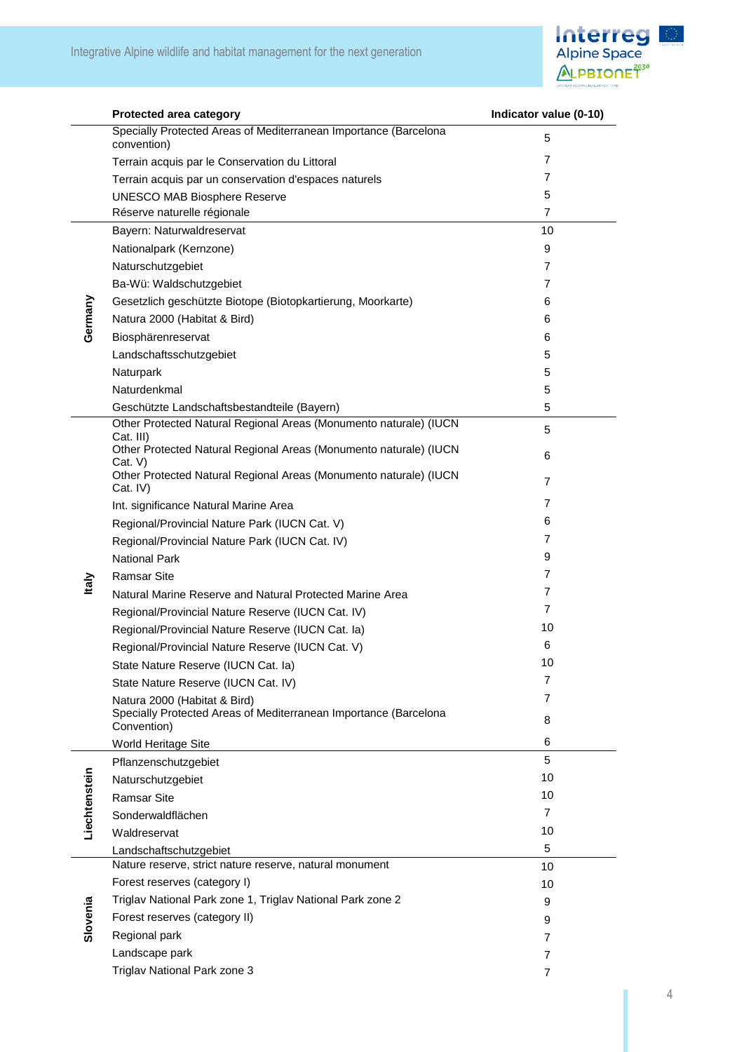|  | Protected area category | Indicator value (0-10) |
|---|---|---|
|  | Specially Protected Areas of Mediterranean Importance (Barcelona convention) | 5 |
|  | Terrain acquis par le Conservation du Littoral | 7 |
|  | Terrain acquis par un conservation d'espaces naturels | 7 |
|  | UNESCO MAB Biosphere Reserve | 5 |
|  | Réserve naturelle régionale | 7 |
| Germany | Bayern: Naturwaldreservat | 10 |
|  | Nationalpark (Kernzone) | 9 |
|  | Naturschutzgebiet | 7 |
|  | Ba-Wü: Waldschutzgebiet | 7 |
|  | Gesetzlich geschützte Biotope (Biotopkartierung, Moorkarte) | 6 |
|  | Natura 2000 (Habitat & Bird) | 6 |
|  | Biosphärenreservat | 6 |
|  | Landschaftsschutzgebiet | 5 |
|  | Naturpark | 5 |
|  | Naturdenkmal | 5 |
|  | Geschützte Landschaftsbestandteile (Bayern) | 5 |
| Italy | Other Protected Natural Regional Areas (Monumento naturale) (IUCN Cat. III) | 5 |
|  | Other Protected Natural Regional Areas (Monumento naturale) (IUCN Cat. V) | 6 |
|  | Other Protected Natural Regional Areas (Monumento naturale) (IUCN Cat. IV) | 7 |
|  | Int. significance Natural Marine Area | 7 |
|  | Regional/Provincial Nature Park (IUCN Cat. V) | 6 |
|  | Regional/Provincial Nature Park (IUCN Cat. IV) | 7 |
|  | National Park | 9 |
|  | Ramsar Site | 7 |
|  | Natural Marine Reserve and Natural Protected Marine Area | 7 |
|  | Regional/Provincial Nature Reserve (IUCN Cat. IV) | 7 |
|  | Regional/Provincial Nature Reserve (IUCN Cat. Ia) | 10 |
|  | Regional/Provincial Nature Reserve (IUCN Cat. V) | 6 |
|  | State Nature Reserve (IUCN Cat. Ia) | 10 |
|  | State Nature Reserve (IUCN Cat. IV) | 7 |
|  | Natura 2000 (Habitat & Bird) | 7 |
|  | Specially Protected Areas of Mediterranean Importance (Barcelona Convention) | 8 |
|  | World Heritage Site | 6 |
| Liechtenstein | Pflanzenschutzgebiet | 5 |
|  | Naturschutzgebiet | 10 |
|  | Ramsar Site | 10 |
|  | Sonderwaldflächen | 7 |
|  | Waldreservat | 10 |
|  | Landschaftschutzgebiet | 5 |
| Slovenia | Nature reserve, strict nature reserve, natural monument | 10 |
|  | Forest reserves (category I) | 10 |
|  | Triglav National Park zone 1, Triglav National Park zone 2 | 9 |
|  | Forest reserves (category II) | 9 |
|  | Regional park | 7 |
|  | Landscape park | 7 |
|  | Triglav National Park zone 3 | 7 |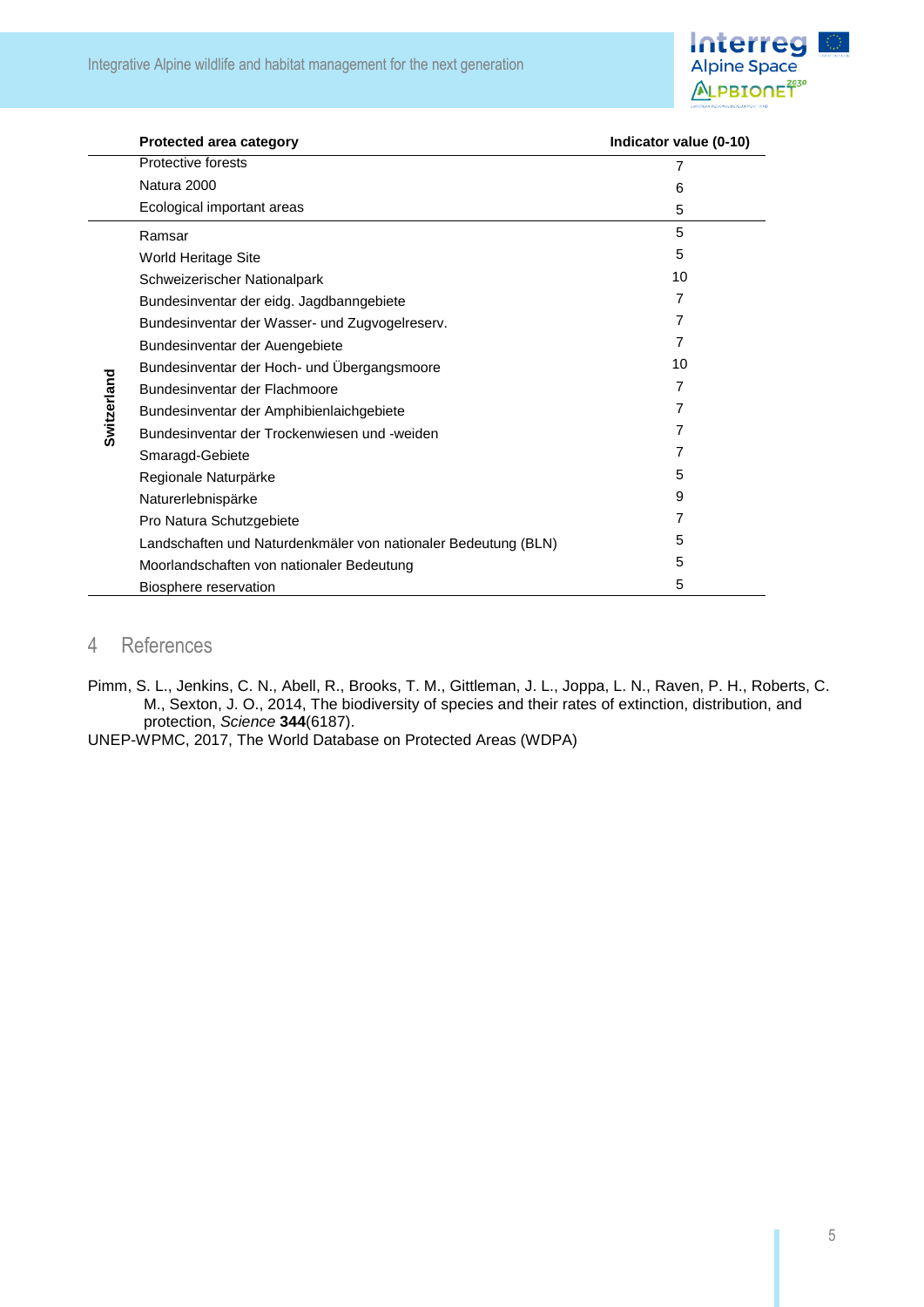| | Protected area category | Indicator value (0-10) |
|---|---|---|
| | Protective forests | 7 |
| | Natura 2000 | 6 |
| | Ecological important areas | 5 |
| Switzerland | Ramsar | 5 |
| | World Heritage Site | 5 |
| | Schweizerischer Nationalpark | 10 |
| | Bundesinventar der eidg. Jagdbanngebiete | 7 |
| | Bundesinventar der Wasser- und Zugvogelreserv. | 7 |
| | Bundesinventar der Auengebiete | 7 |
| | Bundesinventar der Hoch- und Übergangsmoore | 10 |
| | Bundesinventar der Flachmoore | 7 |
| | Bundesinventar der Amphibienlaichgebiete | 7 |
| | Bundesinventar der Trockenwiesen und -weiden | 7 |
| | Smaragd-Gebiete | 7 |
| | Regionale Naturpärke | 5 |
| | Naturerlebnispärke | 9 |
| | Pro Natura Schutzgebiete | 7 |
| | Landschaften und Naturdenkmäler von nationaler Bedeutung (BLN) | 5 |
| | Moorlandschaften von nationaler Bedeutung | 5 |
| | Biosphere reservation | 5 |

# 4 References

Pimm, S. L., Jenkins, C. N., Abell, R., Brooks, T. M., Gittleman, J. L., Joppa, L. N., Raven, P. H., Roberts, C. M., Sexton, J. O., 2014, The biodiversity of species and their rates of extinction, distribution, and protection, *Science* **344**(6187).

UNEP-WPMC, 2017, The World Database on Protected Areas (WDPA)